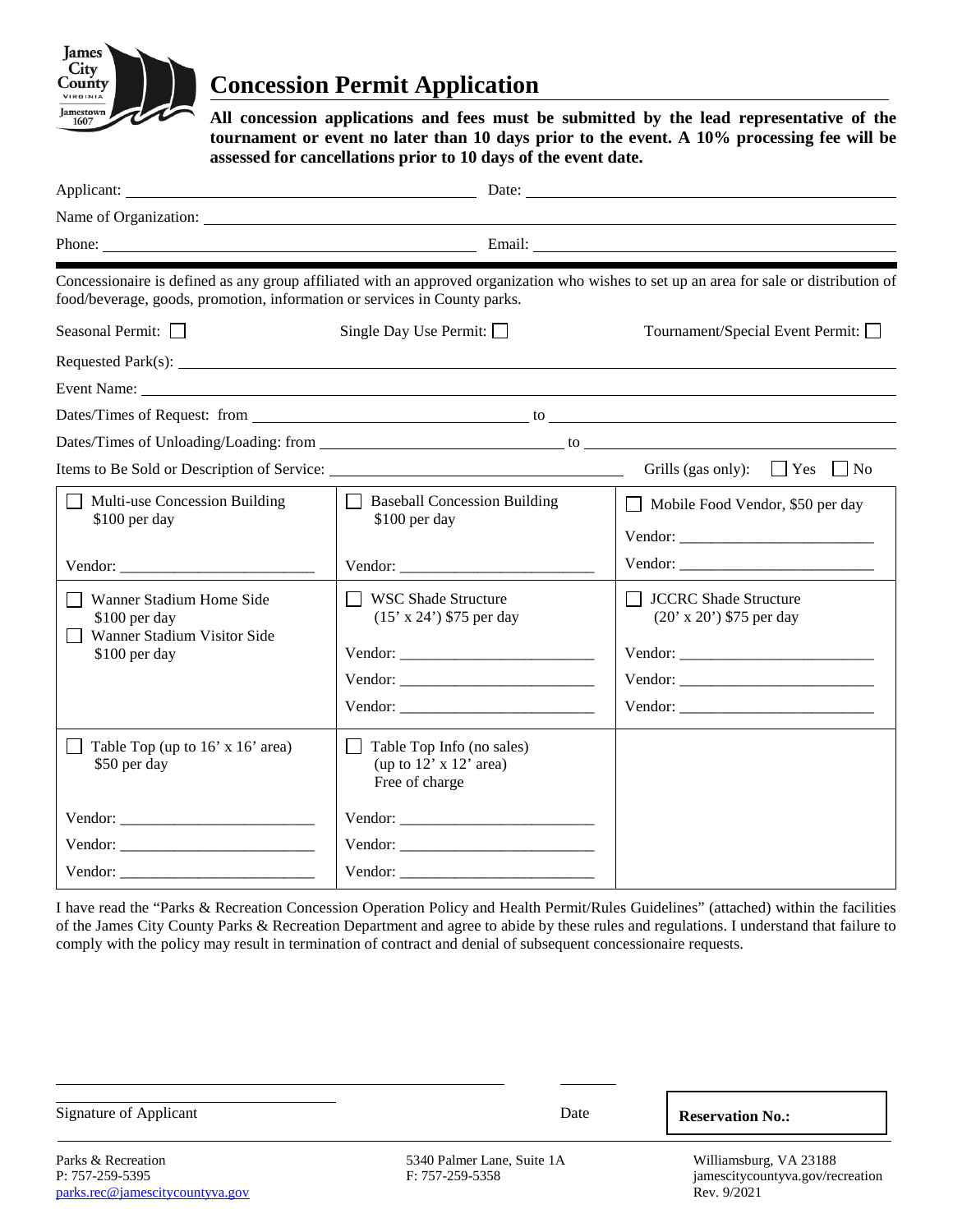# Concession Permit Application

**All concession applications and fees must be submitted by the lead representative of the tournament or event no later than 10 days prior to the event. A 10% processing fee will be assessed for cancellations prior to 10 days of the event date.**

Applicant: ______________________________ Date: ______________________________

Name of Organization: ____________________________________________________________

Phone: ______________________________ Email: ______________________________

---

Concessionaire is defined as any group affiliated with an approved organization who wishes to set up an area for sale or distribution of food/beverage, goods, promotion, information or services in County parks.

Seasonal Permit: ☐ Single Day Use Permit: ☐ Tournament/Special Event Permit: ☐

Requested Park(s): ____________________________________________________________

Event Name: ____________________________________________________________

Dates/Times of Request: from ______________________________ to ______________________________

Dates/Times of Unloading/Loading: from ______________________________ to ______________________________

Items to Be Sold or Description of Service: ______________________________ Grills (gas only): ☐ Yes ☐ No

| | | |
|---|---|---|
| ☐ Multi-use Concession Building<br>$100 per day<br><br>Vendor: ____________ | ☐ Baseball Concession Building<br>$100 per day<br><br>Vendor: ____________ | ☐ Mobile Food Vendor, $50 per day<br><br>Vendor: ____________<br>Vendor: ____________ |
| ☐ Wanner Stadium Home Side<br>$100 per day<br>☐ Wanner Stadium Visitor Side<br>$100 per day | ☐ WSC Shade Structure<br>(15' x 24') $75 per day<br><br>Vendor: ____________<br>Vendor: ____________<br>Vendor: ____________ | ☐ JCCRC Shade Structure<br>(20' x 20') $75 per day<br><br>Vendor: ____________<br>Vendor: ____________<br>Vendor: ____________ |
| ☐ Table Top (up to 16' x 16' area)<br>$50 per day<br><br>Vendor: ____________<br>Vendor: ____________<br>Vendor: ____________ | ☐ Table Top Info (no sales)<br>(up to 12' x 12' area)<br>Free of charge<br><br>Vendor: ____________<br>Vendor: ____________<br>Vendor: ____________ | |

I have read the "Parks & Recreation Concession Operation Policy and Health Permit/Rules Guidelines" (attached) within the facilities of the James City County Parks & Recreation Department and agree to abide by these rules and regulations. I understand that failure to comply with the policy may result in termination of contract and denial of subsequent concessionaire requests.

______________________________ __________

Signature of Applicant Date

**Reservation No.:**

Parks & Recreation
P: 757-259-5395
parks.rec@jamescitycountyva.gov

5340 Palmer Lane, Suite 1A
F: 757-259-5358

Williamsburg, VA 23188
jamescitycountyva.gov/recreation
Rev. 9/2021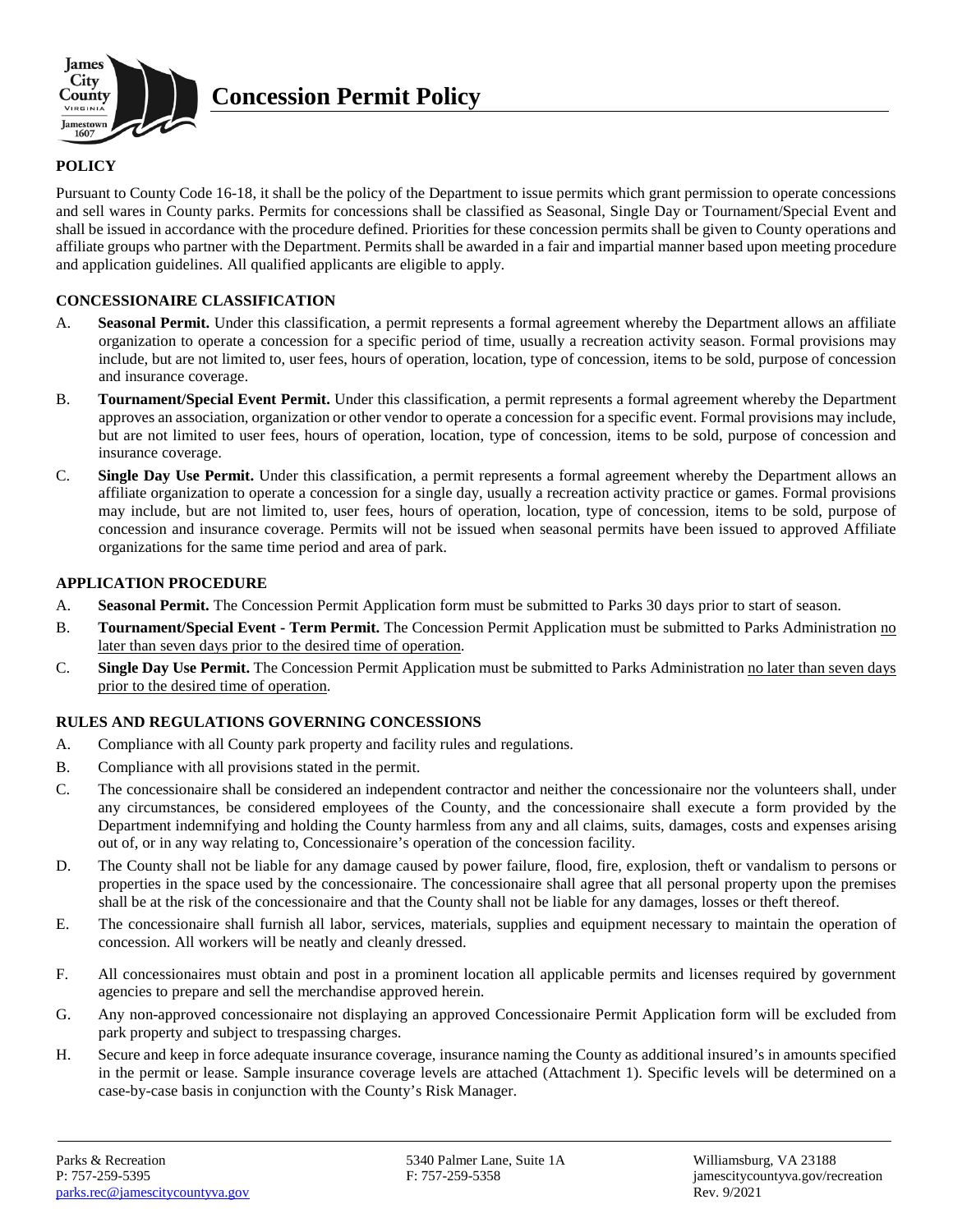# Concession Permit Policy

## POLICY

Pursuant to County Code 16-18, it shall be the policy of the Department to issue permits which grant permission to operate concessions and sell wares in County parks. Permits for concessions shall be classified as Seasonal, Single Day or Tournament/Special Event and shall be issued in accordance with the procedure defined. Priorities for these concession permits shall be given to County operations and affiliate groups who partner with the Department. Permits shall be awarded in a fair and impartial manner based upon meeting procedure and application guidelines. All qualified applicants are eligible to apply.

## CONCESSIONAIRE CLASSIFICATION

A. **Seasonal Permit.** Under this classification, a permit represents a formal agreement whereby the Department allows an affiliate organization to operate a concession for a specific period of time, usually a recreation activity season. Formal provisions may include, but are not limited to, user fees, hours of operation, location, type of concession, items to be sold, purpose of concession and insurance coverage.

B. **Tournament/Special Event Permit.** Under this classification, a permit represents a formal agreement whereby the Department approves an association, organization or other vendor to operate a concession for a specific event. Formal provisions may include, but are not limited to user fees, hours of operation, location, type of concession, items to be sold, purpose of concession and insurance coverage.

C. **Single Day Use Permit.** Under this classification, a permit represents a formal agreement whereby the Department allows an affiliate organization to operate a concession for a single day, usually a recreation activity practice or games. Formal provisions may include, but are not limited to, user fees, hours of operation, location, type of concession, items to be sold, purpose of concession and insurance coverage. Permits will not be issued when seasonal permits have been issued to approved Affiliate organizations for the same time period and area of park.

## APPLICATION PROCEDURE

A. **Seasonal Permit.** The Concession Permit Application form must be submitted to Parks 30 days prior to start of season.

B. **Tournament/Special Event - Term Permit.** The Concession Permit Application must be submitted to Parks Administration no later than seven days prior to the desired time of operation.

C. **Single Day Use Permit.** The Concession Permit Application must be submitted to Parks Administration no later than seven days prior to the desired time of operation.

## RULES AND REGULATIONS GOVERNING CONCESSIONS

A. Compliance with all County park property and facility rules and regulations.

B. Compliance with all provisions stated in the permit.

C. The concessionaire shall be considered an independent contractor and neither the concessionaire nor the volunteers shall, under any circumstances, be considered employees of the County, and the concessionaire shall execute a form provided by the Department indemnifying and holding the County harmless from any and all claims, suits, damages, costs and expenses arising out of, or in any way relating to, Concessionaire's operation of the concession facility.

D. The County shall not be liable for any damage caused by power failure, flood, fire, explosion, theft or vandalism to persons or properties in the space used by the concessionaire. The concessionaire shall agree that all personal property upon the premises shall be at the risk of the concessionaire and that the County shall not be liable for any damages, losses or theft thereof.

E. The concessionaire shall furnish all labor, services, materials, supplies and equipment necessary to maintain the operation of concession. All workers will be neatly and cleanly dressed.

F. All concessionaires must obtain and post in a prominent location all applicable permits and licenses required by government agencies to prepare and sell the merchandise approved herein.

G. Any non-approved concessionaire not displaying an approved Concessionaire Permit Application form will be excluded from park property and subject to trespassing charges.

H. Secure and keep in force adequate insurance coverage, insurance naming the County as additional insured's in amounts specified in the permit or lease. Sample insurance coverage levels are attached (Attachment 1). Specific levels will be determined on a case-by-case basis in conjunction with the County's Risk Manager.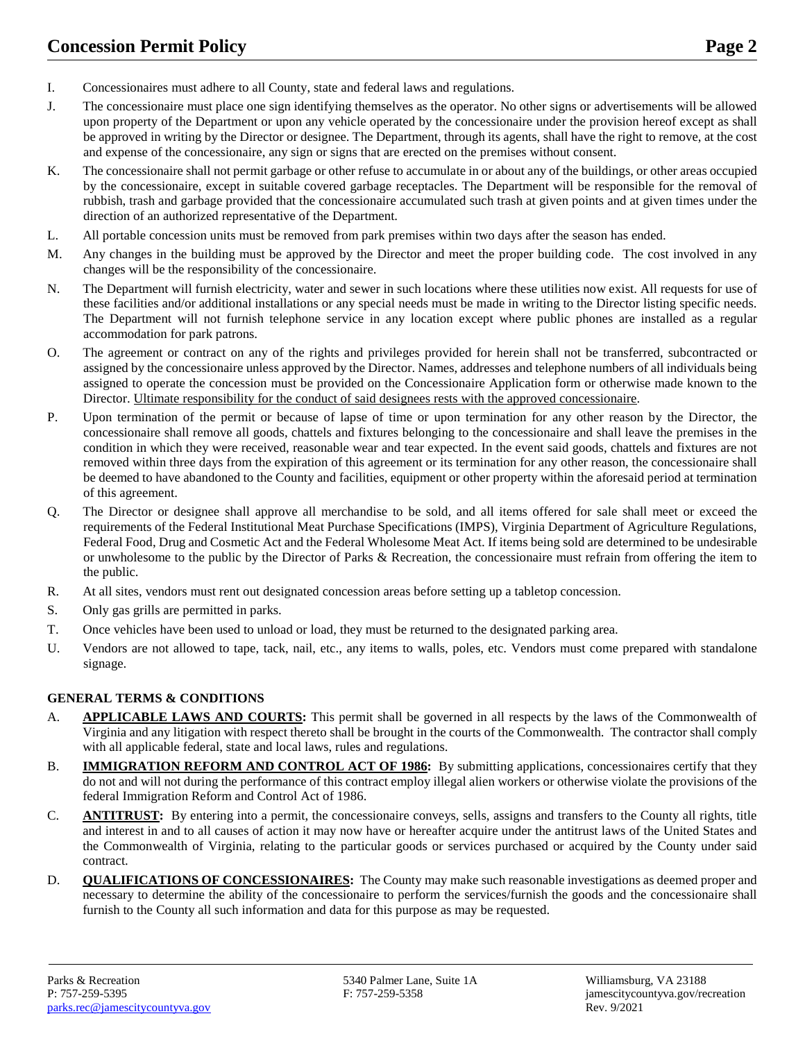I. Concessionaires must adhere to all County, state and federal laws and regulations.

J. The concessionaire must place one sign identifying themselves as the operator. No other signs or advertisements will be allowed upon property of the Department or upon any vehicle operated by the concessionaire under the provision hereof except as shall be approved in writing by the Director or designee. The Department, through its agents, shall have the right to remove, at the cost and expense of the concessionaire, any sign or signs that are erected on the premises without consent.

K. The concessionaire shall not permit garbage or other refuse to accumulate in or about any of the buildings, or other areas occupied by the concessionaire, except in suitable covered garbage receptacles. The Department will be responsible for the removal of rubbish, trash and garbage provided that the concessionaire accumulated such trash at given points and at given times under the direction of an authorized representative of the Department.

L. All portable concession units must be removed from park premises within two days after the season has ended.

M. Any changes in the building must be approved by the Director and meet the proper building code. The cost involved in any changes will be the responsibility of the concessionaire.

N. The Department will furnish electricity, water and sewer in such locations where these utilities now exist. All requests for use of these facilities and/or additional installations or any special needs must be made in writing to the Director listing specific needs. The Department will not furnish telephone service in any location except where public phones are installed as a regular accommodation for park patrons.

O. The agreement or contract on any of the rights and privileges provided for herein shall not be transferred, subcontracted or assigned by the concessionaire unless approved by the Director. Names, addresses and telephone numbers of all individuals being assigned to operate the concession must be provided on the Concessionaire Application form or otherwise made known to the Director. <u>Ultimate responsibility for the conduct of said designees rests with the approved concessionaire</u>.

P. Upon termination of the permit or because of lapse of time or upon termination for any other reason by the Director, the concessionaire shall remove all goods, chattels and fixtures belonging to the concessionaire and shall leave the premises in the condition in which they were received, reasonable wear and tear expected. In the event said goods, chattels and fixtures are not removed within three days from the expiration of this agreement or its termination for any other reason, the concessionaire shall be deemed to have abandoned to the County and facilities, equipment or other property within the aforesaid period at termination of this agreement.

Q. The Director or designee shall approve all merchandise to be sold, and all items offered for sale shall meet or exceed the requirements of the Federal Institutional Meat Purchase Specifications (IMPS), Virginia Department of Agriculture Regulations, Federal Food, Drug and Cosmetic Act and the Federal Wholesome Meat Act. If items being sold are determined to be undesirable or unwholesome to the public by the Director of Parks & Recreation, the concessionaire must refrain from offering the item to the public.

R. At all sites, vendors must rent out designated concession areas before setting up a tabletop concession.

S. Only gas grills are permitted in parks.

T. Once vehicles have been used to unload or load, they must be returned to the designated parking area.

U. Vendors are not allowed to tape, tack, nail, etc., any items to walls, poles, etc. Vendors must come prepared with standalone signage.

**GENERAL TERMS & CONDITIONS**

A. **<u>APPLICABLE LAWS AND COURTS</u>:** This permit shall be governed in all respects by the laws of the Commonwealth of Virginia and any litigation with respect thereto shall be brought in the courts of the Commonwealth. The contractor shall comply with all applicable federal, state and local laws, rules and regulations.

B. **<u>IMMIGRATION REFORM AND CONTROL ACT OF 1986</u>:** By submitting applications, concessionaires certify that they do not and will not during the performance of this contract employ illegal alien workers or otherwise violate the provisions of the federal Immigration Reform and Control Act of 1986.

C. **<u>ANTITRUST</u>:** By entering into a permit, the concessionaire conveys, sells, assigns and transfers to the County all rights, title and interest in and to all causes of action it may now have or hereafter acquire under the antitrust laws of the United States and the Commonwealth of Virginia, relating to the particular goods or services purchased or acquired by the County under said contract.

D. **<u>QUALIFICATIONS OF CONCESSIONAIRES</u>:** The County may make such reasonable investigations as deemed proper and necessary to determine the ability of the concessionaire to perform the services/furnish the goods and the concessionaire shall furnish to the County all such information and data for this purpose as may be requested.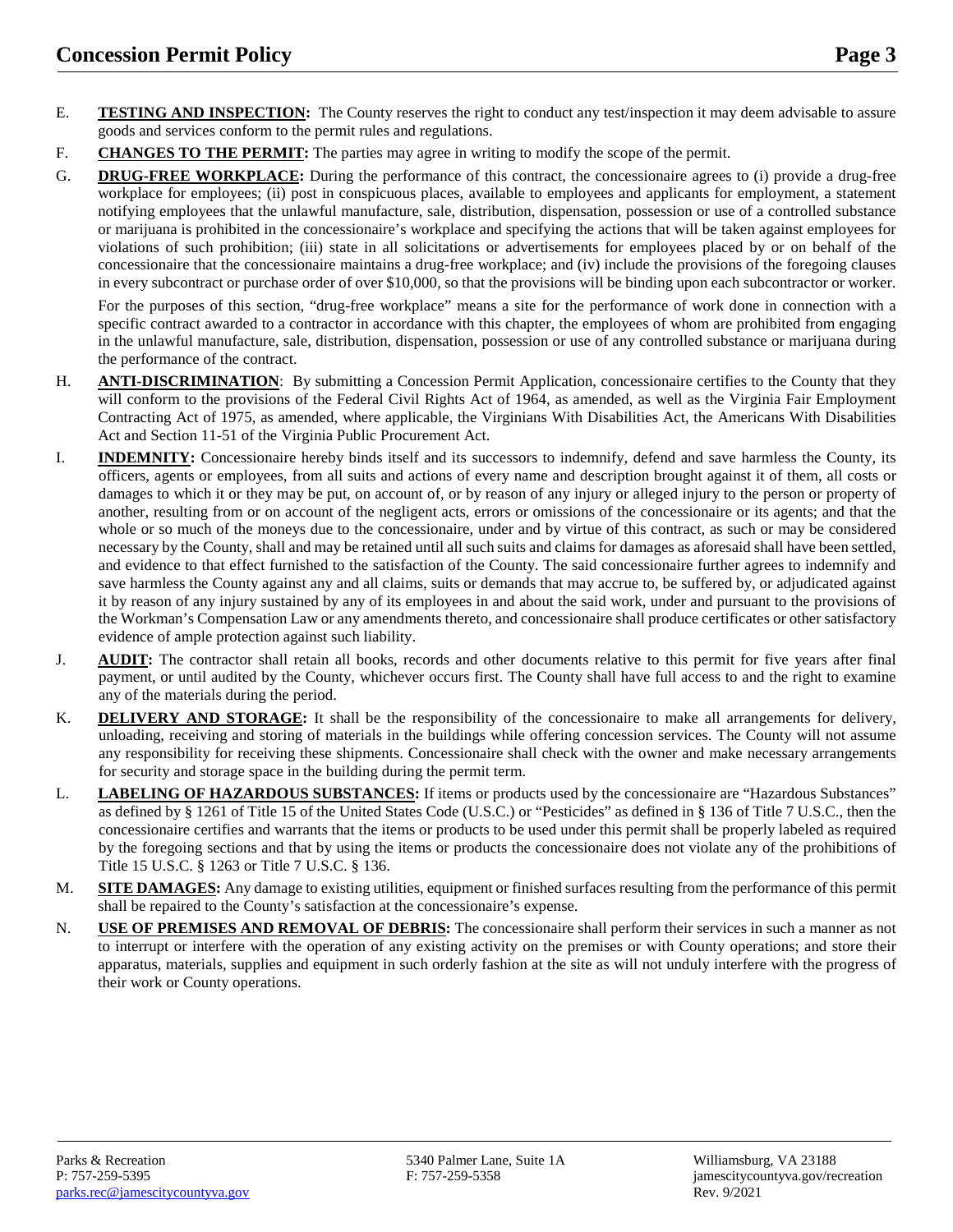E. **TESTING AND INSPECTION:** The County reserves the right to conduct any test/inspection it may deem advisable to assure goods and services conform to the permit rules and regulations.

F. **CHANGES TO THE PERMIT:** The parties may agree in writing to modify the scope of the permit.

G. **DRUG-FREE WORKPLACE:** During the performance of this contract, the concessionaire agrees to (i) provide a drug-free workplace for employees; (ii) post in conspicuous places, available to employees and applicants for employment, a statement notifying employees that the unlawful manufacture, sale, distribution, dispensation, possession or use of a controlled substance or marijuana is prohibited in the concessionaire's workplace and specifying the actions that will be taken against employees for violations of such prohibition; (iii) state in all solicitations or advertisements for employees placed by or on behalf of the concessionaire that the concessionaire maintains a drug-free workplace; and (iv) include the provisions of the foregoing clauses in every subcontract or purchase order of over $10,000, so that the provisions will be binding upon each subcontractor or worker.

   For the purposes of this section, "drug-free workplace" means a site for the performance of work done in connection with a specific contract awarded to a contractor in accordance with this chapter, the employees of whom are prohibited from engaging in the unlawful manufacture, sale, distribution, dispensation, possession or use of any controlled substance or marijuana during the performance of the contract.

H. **ANTI-DISCRIMINATION**: By submitting a Concession Permit Application, concessionaire certifies to the County that they will conform to the provisions of the Federal Civil Rights Act of 1964, as amended, as well as the Virginia Fair Employment Contracting Act of 1975, as amended, where applicable, the Virginians With Disabilities Act, the Americans With Disabilities Act and Section 11-51 of the Virginia Public Procurement Act.

I. **INDEMNITY:** Concessionaire hereby binds itself and its successors to indemnify, defend and save harmless the County, its officers, agents or employees, from all suits and actions of every name and description brought against it of them, all costs or damages to which it or they may be put, on account of, or by reason of any injury or alleged injury to the person or property of another, resulting from or on account of the negligent acts, errors or omissions of the concessionaire or its agents; and that the whole or so much of the moneys due to the concessionaire, under and by virtue of this contract, as such or may be considered necessary by the County, shall and may be retained until all such suits and claims for damages as aforesaid shall have been settled, and evidence to that effect furnished to the satisfaction of the County. The said concessionaire further agrees to indemnify and save harmless the County against any and all claims, suits or demands that may accrue to, be suffered by, or adjudicated against it by reason of any injury sustained by any of its employees in and about the said work, under and pursuant to the provisions of the Workman's Compensation Law or any amendments thereto, and concessionaire shall produce certificates or other satisfactory evidence of ample protection against such liability.

J. **AUDIT:** The contractor shall retain all books, records and other documents relative to this permit for five years after final payment, or until audited by the County, whichever occurs first. The County shall have full access to and the right to examine any of the materials during the period.

K. **DELIVERY AND STORAGE:** It shall be the responsibility of the concessionaire to make all arrangements for delivery, unloading, receiving and storing of materials in the buildings while offering concession services. The County will not assume any responsibility for receiving these shipments. Concessionaire shall check with the owner and make necessary arrangements for security and storage space in the building during the permit term.

L. **LABELING OF HAZARDOUS SUBSTANCES:** If items or products used by the concessionaire are "Hazardous Substances" as defined by § 1261 of Title 15 of the United States Code (U.S.C.) or "Pesticides" as defined in § 136 of Title 7 U.S.C., then the concessionaire certifies and warrants that the items or products to be used under this permit shall be properly labeled as required by the foregoing sections and that by using the items or products the concessionaire does not violate any of the prohibitions of Title 15 U.S.C. § 1263 or Title 7 U.S.C. § 136.

M. **SITE DAMAGES:** Any damage to existing utilities, equipment or finished surfaces resulting from the performance of this permit shall be repaired to the County's satisfaction at the concessionaire's expense.

N. **USE OF PREMISES AND REMOVAL OF DEBRIS:** The concessionaire shall perform their services in such a manner as not to interrupt or interfere with the operation of any existing activity on the premises or with County operations; and store their apparatus, materials, supplies and equipment in such orderly fashion at the site as will not unduly interfere with the progress of their work or County operations.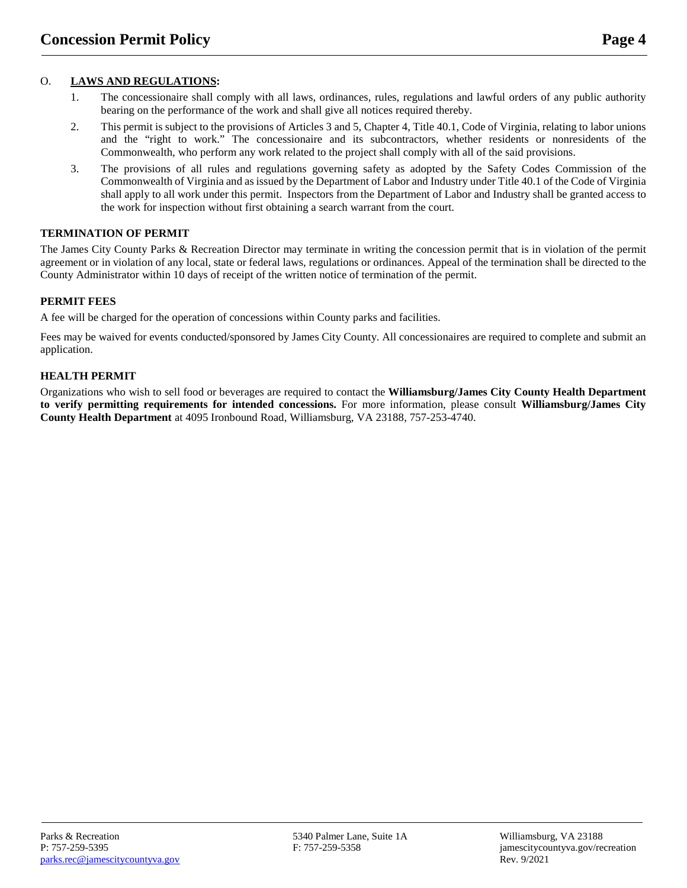O. **LAWS AND REGULATIONS:**

1. The concessionaire shall comply with all laws, ordinances, rules, regulations and lawful orders of any public authority bearing on the performance of the work and shall give all notices required thereby.
2. This permit is subject to the provisions of Articles 3 and 5, Chapter 4, Title 40.1, Code of Virginia, relating to labor unions and the "right to work." The concessionaire and its subcontractors, whether residents or nonresidents of the Commonwealth, who perform any work related to the project shall comply with all of the said provisions.
3. The provisions of all rules and regulations governing safety as adopted by the Safety Codes Commission of the Commonwealth of Virginia and as issued by the Department of Labor and Industry under Title 40.1 of the Code of Virginia shall apply to all work under this permit. Inspectors from the Department of Labor and Industry shall be granted access to the work for inspection without first obtaining a search warrant from the court.

**TERMINATION OF PERMIT**

The James City County Parks & Recreation Director may terminate in writing the concession permit that is in violation of the permit agreement or in violation of any local, state or federal laws, regulations or ordinances. Appeal of the termination shall be directed to the County Administrator within 10 days of receipt of the written notice of termination of the permit.

**PERMIT FEES**

A fee will be charged for the operation of concessions within County parks and facilities.

Fees may be waived for events conducted/sponsored by James City County. All concessionaires are required to complete and submit an application.

**HEALTH PERMIT**

Organizations who wish to sell food or beverages are required to contact the **Williamsburg/James City County Health Department to verify permitting requirements for intended concessions.** For more information, please consult **Williamsburg/James City County Health Department** at 4095 Ironbound Road, Williamsburg, VA 23188, 757-253-4740.